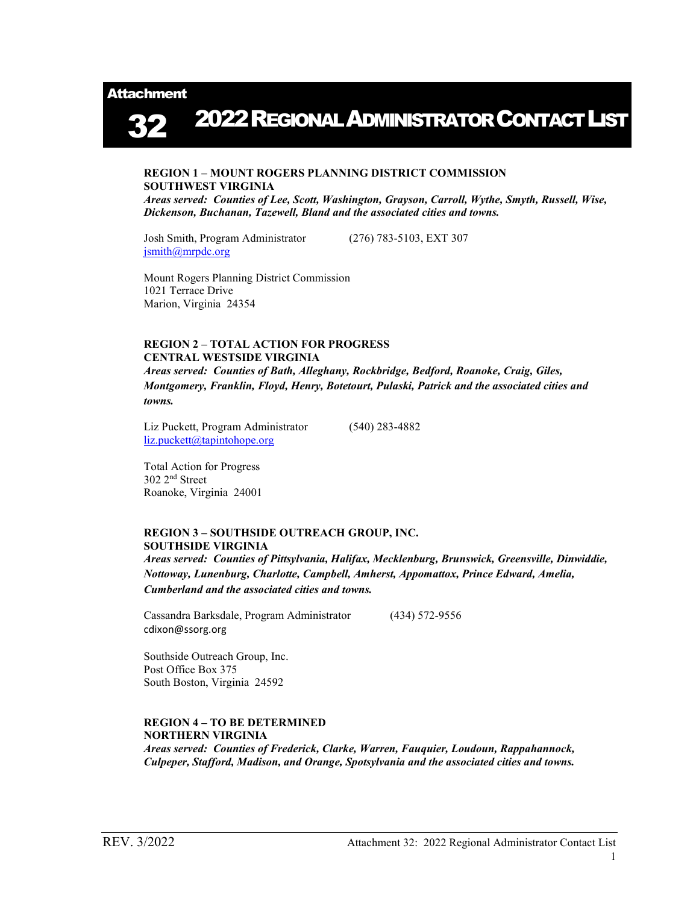# Attachment 32 — 2022 Regional Administrator Contact List

**REGION 1 – MOUNT ROGERS PLANNING DISTRICT COMMISSION**
**SOUTHWEST VIRGINIA**
***Areas served: Counties of Lee, Scott, Washington, Grayson, Carroll, Wythe, Smyth, Russell, Wise, Dickenson, Buchanan, Tazewell, Bland and the associated cities and towns.***

Josh Smith, Program Administrator (276) 783-5103, EXT 307
jsmith@mrpdc.org

Mount Rogers Planning District Commission
1021 Terrace Drive
Marion, Virginia 24354

**REGION 2 – TOTAL ACTION FOR PROGRESS**
**CENTRAL WESTSIDE VIRGINIA**
***Areas served: Counties of Bath, Alleghany, Rockbridge, Bedford, Roanoke, Craig, Giles, Montgomery, Franklin, Floyd, Henry, Botetourt, Pulaski, Patrick and the associated cities and towns.***

Liz Puckett, Program Administrator (540) 283-4882
liz.puckett@tapintohope.org

Total Action for Progress
302 2nd Street
Roanoke, Virginia 24001

**REGION 3 – SOUTHSIDE OUTREACH GROUP, INC.**
**SOUTHSIDE VIRGINIA**
***Areas served: Counties of Pittsylvania, Halifax, Mecklenburg, Brunswick, Greensville, Dinwiddie, Nottoway, Lunenburg, Charlotte, Campbell, Amherst, Appomattox, Prince Edward, Amelia, Cumberland and the associated cities and towns.***

Cassandra Barksdale, Program Administrator (434) 572-9556
cdixon@ssorg.org

Southside Outreach Group, Inc.
Post Office Box 375
South Boston, Virginia 24592

**REGION 4 – TO BE DETERMINED**
**NORTHERN VIRGINIA**
***Areas served: Counties of Frederick, Clarke, Warren, Fauquier, Loudoun, Rappahannock, Culpeper, Stafford, Madison, and Orange, Spotsylvania and the associated cities and towns.***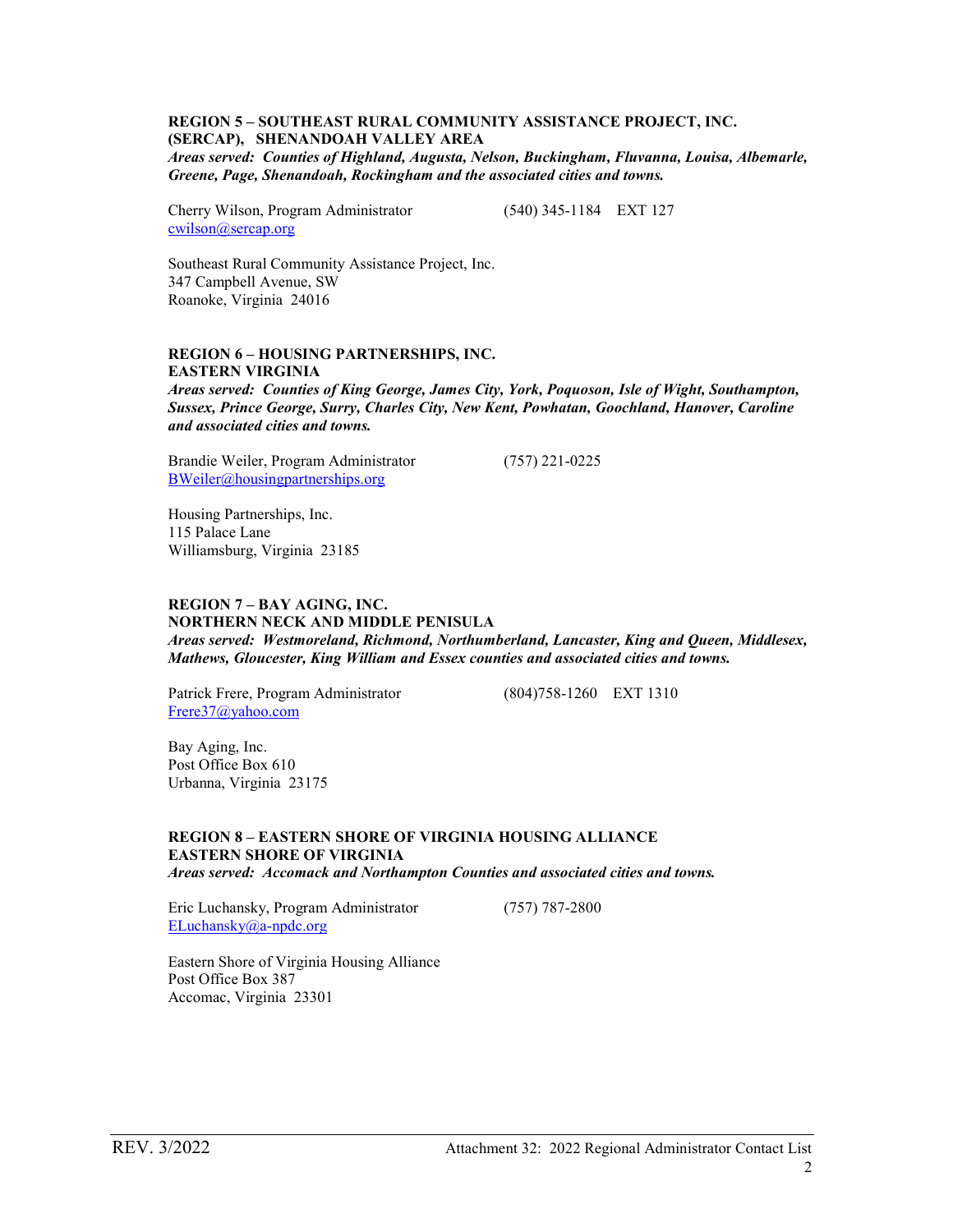**REGION 5 – SOUTHEAST RURAL COMMUNITY ASSISTANCE PROJECT, INC. (SERCAP), SHENANDOAH VALLEY AREA**
***Areas served: Counties of Highland, Augusta, Nelson, Buckingham, Fluvanna, Louisa, Albemarle, Greene, Page, Shenandoah, Rockingham and the associated cities and towns.***

Cherry Wilson, Program Administrator (540) 345-1184 EXT 127
cwilson@sercap.org

Southeast Rural Community Assistance Project, Inc.
347 Campbell Avenue, SW
Roanoke, Virginia 24016

**REGION 6 – HOUSING PARTNERSHIPS, INC.**
**EASTERN VIRGINIA**
***Areas served: Counties of King George, James City, York, Poquoson, Isle of Wight, Southampton, Sussex, Prince George, Surry, Charles City, New Kent, Powhatan, Goochland, Hanover, Caroline and associated cities and towns.***

Brandie Weiler, Program Administrator (757) 221-0225
BWeiler@housingpartnerships.org

Housing Partnerships, Inc.
115 Palace Lane
Williamsburg, Virginia 23185

**REGION 7 – BAY AGING, INC.**
**NORTHERN NECK AND MIDDLE PENISULA**
***Areas served: Westmoreland, Richmond, Northumberland, Lancaster, King and Queen, Middlesex, Mathews, Gloucester, King William and Essex counties and associated cities and towns.***

Patrick Frere, Program Administrator (804)758-1260 EXT 1310
Frere37@yahoo.com

Bay Aging, Inc.
Post Office Box 610
Urbanna, Virginia 23175

**REGION 8 – EASTERN SHORE OF VIRGINIA HOUSING ALLIANCE**
**EASTERN SHORE OF VIRGINIA**
***Areas served: Accomack and Northampton Counties and associated cities and towns.***

Eric Luchansky, Program Administrator (757) 787-2800
ELuchansky@a-npdc.org

Eastern Shore of Virginia Housing Alliance
Post Office Box 387
Accomac, Virginia 23301